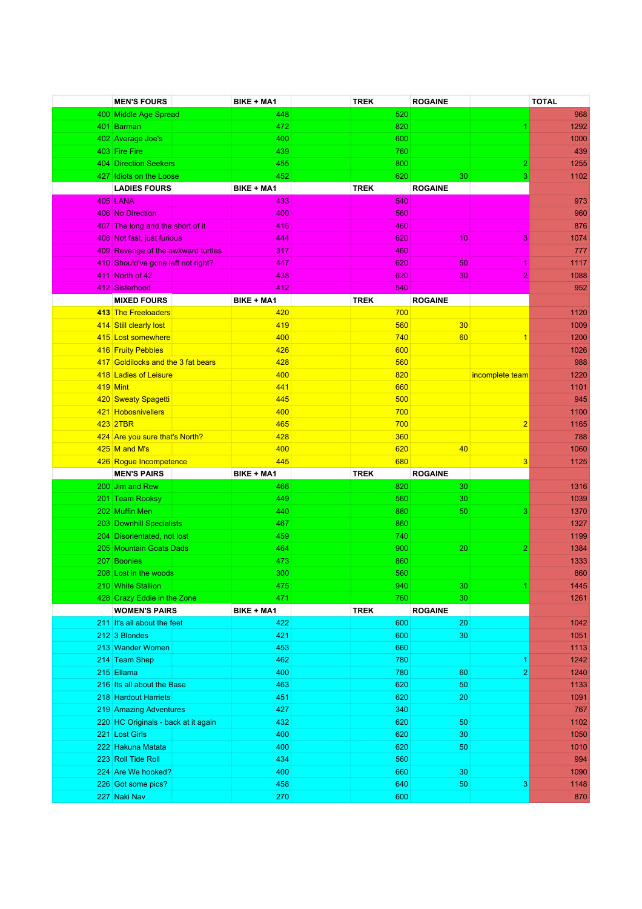| | MEN'S FOURS | BIKE + MA1 | TREK | ROGAINE | | TOTAL |
|---|---|---|---|---|---|---|
| 400 | Middle Age Spread | 448 | 520 | | | 968 |
| 401 | Barman | 472 | 820 | | 1 | 1292 |
| 402 | Average Joe's | 400 | 600 | | | 1000 |
| 403 | Fire Fire | 439 | 760 | | | 439 |
| 404 | Direction Seekers | 455 | 800 | | 2 | 1255 |
| 427 | Idiots on the Loose | 452 | 620 | 30 | 3 | 1102 |
| | **LADIES FOURS** | **BIKE + MA1** | **TREK** | **ROGAINE** | | |
| 405 | LANA | 433 | 540 | | | 973 |
| 406 | No Direction | 400 | 560 | | | 960 |
| 407 | The long and the short of it | 416 | 460 | | | 876 |
| 408 | Not fast, just furious | 444 | 620 | 10 | 3 | 1074 |
| 409 | Revenge of the awkward turtles | 317 | 460 | | | 777 |
| 410 | Should've gone left not right? | 447 | 620 | 50 | 1 | 1117 |
| 411 | North of 42 | 438 | 620 | 30 | 2 | 1088 |
| 412 | Sisterhood | 412 | 540 | | | 952 |
| | **MIXED FOURS** | **BIKE + MA1** | **TREK** | **ROGAINE** | | |
| **413** | The Freeloaders | 420 | 700 | | | 1120 |
| 414 | Still clearly lost | 419 | 560 | 30 | | 1009 |
| 415 | Lost somewhere | 400 | 740 | 60 | 1 | 1200 |
| 416 | Fruity Pebbles | 426 | 600 | | | 1026 |
| 417 | Goldilocks and the 3 fat bears | 428 | 560 | | | 988 |
| 418 | Ladies of Leisure | 400 | 820 | | incomplete team | 1220 |
| 419 | Mint | 441 | 660 | | | 1101 |
| 420 | Sweaty Spagetti | 445 | 500 | | | 945 |
| 421 | Hobosnivellers | 400 | 700 | | | 1100 |
| 423 | 2TBR | 465 | 700 | | 2 | 1165 |
| 424 | Are you sure that's North? | 428 | 360 | | | 788 |
| 425 | M and M's | 400 | 620 | 40 | | 1060 |
| 426 | Rogue Incompetence | 445 | 680 | | 3 | 1125 |
| | **MEN'S PAIRS** | **BIKE + MA1** | **TREK** | **ROGAINE** | | |
| 200 | Jim and Rew | 466 | 820 | 30 | | 1316 |
| 201 | Team Rooksy | 449 | 560 | 30 | | 1039 |
| 202 | Muffin Men | 440 | 880 | 50 | 3 | 1370 |
| 203 | Downhill Specialists | 467 | 860 | | | 1327 |
| 204 | Disorientated, not lost | 459 | 740 | | | 1199 |
| 205 | Mountain Goats Dads | 464 | 900 | 20 | 2 | 1384 |
| 207 | Boonies | 473 | 860 | | | 1333 |
| 208 | Lost in the woods | 300 | 560 | | | 860 |
| 210 | White Stallion | 475 | 940 | 30 | 1 | 1445 |
| 428 | Crazy Eddie in the Zone | 471 | 760 | 30 | | 1261 |
| | **WOMEN'S PAIRS** | **BIKE + MA1** | **TREK** | **ROGAINE** | | |
| 211 | It's all about the feet | 422 | 600 | 20 | | 1042 |
| 212 | 3 Blondes | 421 | 600 | 30 | | 1051 |
| 213 | Wander Women | 453 | 660 | | | 1113 |
| 214 | Team Shep | 462 | 780 | | 1 | 1242 |
| 215 | Ellama | 400 | 780 | 60 | 2 | 1240 |
| 216 | Its all about the Base | 463 | 620 | 50 | | 1133 |
| 218 | Hardout Harriets | 451 | 620 | 20 | | 1091 |
| 219 | Amazing Adventures | 427 | 340 | | | 767 |
| 220 | HC Originals - back at it again | 432 | 620 | 50 | | 1102 |
| 221 | Lost Girls | 400 | 620 | 30 | | 1050 |
| 222 | Hakuna Matata | 400 | 620 | 50 | | 1010 |
| 223 | Roll Tide Roll | 434 | 560 | | | 994 |
| 224 | Are We hooked? | 400 | 660 | 30 | | 1090 |
| 226 | Got some pics? | 458 | 640 | 50 | 3 | 1148 |
| 227 | Naki Nav | 270 | 600 | | | 870 |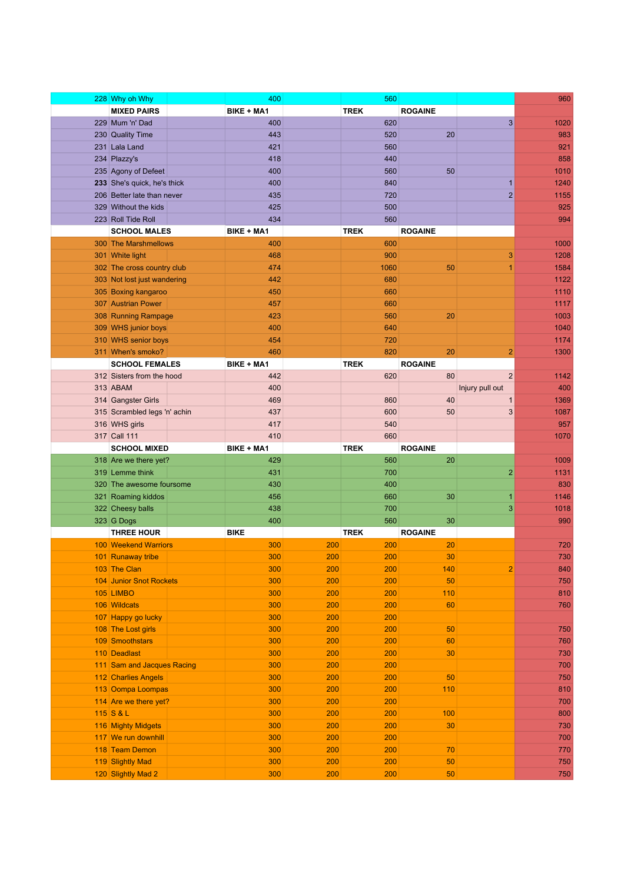| | | | | | | | | |
|---|---|---|---|---|---|---|---|---|
| 228 | Why oh Why | | 400 | | 560 | | | 960 |
| | **MIXED PAIRS** | | **BIKE + MA1** | | **TREK** | **ROGAINE** | | |
| 229 | Mum 'n' Dad | | 400 | | 620 | | 3 | 1020 |
| 230 | Quality Time | | 443 | | 520 | 20 | | 983 |
| 231 | Lala Land | | 421 | | 560 | | | 921 |
| 234 | Plazzy's | | 418 | | 440 | | | 858 |
| 235 | Agony of Defeet | | 400 | | 560 | 50 | | 1010 |
| **233** | She's quick, he's thick | | 400 | | 840 | | 1 | 1240 |
| 206 | Better late than never | | 435 | | 720 | | 2 | 1155 |
| 329 | Without the kids | | 425 | | 500 | | | 925 |
| 223 | Roll Tide Roll | | 434 | | 560 | | | 994 |
| | **SCHOOL MALES** | | **BIKE + MA1** | | **TREK** | **ROGAINE** | | |
| 300 | The Marshmellows | | 400 | | 600 | | | 1000 |
| 301 | White light | | 468 | | 900 | | 3 | 1208 |
| 302 | The cross country club | | 474 | | 1060 | 50 | 1 | 1584 |
| 303 | Not lost just wandering | | 442 | | 680 | | | 1122 |
| 305 | Boxing kangaroo | | 450 | | 660 | | | 1110 |
| 307 | Austrian Power | | 457 | | 660 | | | 1117 |
| 308 | Running Rampage | | 423 | | 560 | 20 | | 1003 |
| 309 | WHS junior boys | | 400 | | 640 | | | 1040 |
| 310 | WHS senior boys | | 454 | | 720 | | | 1174 |
| 311 | When's smoko? | | 460 | | 820 | 20 | 2 | 1300 |
| | **SCHOOL FEMALES** | | **BIKE + MA1** | | **TREK** | **ROGAINE** | | |
| 312 | Sisters from the hood | | 442 | | 620 | 80 | 2 | 1142 |
| 313 | ABAM | | 400 | | | | Injury pull out | 400 |
| 314 | Gangster Girls | | 469 | | 860 | 40 | 1 | 1369 |
| 315 | Scrambled legs 'n' achin | | 437 | | 600 | 50 | 3 | 1087 |
| 316 | WHS girls | | 417 | | 540 | | | 957 |
| 317 | Call 111 | | 410 | | 660 | | | 1070 |
| | **SCHOOL MIXED** | | **BIKE + MA1** | | **TREK** | **ROGAINE** | | |
| 318 | Are we there yet? | | 429 | | 560 | 20 | | 1009 |
| 319 | Lemme think | | 431 | | 700 | | 2 | 1131 |
| 320 | The awesome foursome | | 430 | | 400 | | | 830 |
| 321 | Roaming kiddos | | 456 | | 660 | 30 | 1 | 1146 |
| 322 | Cheesy balls | | 438 | | 700 | | 3 | 1018 |
| 323 | G Dogs | | 400 | | 560 | 30 | | 990 |
| | **THREE HOUR** | | **BIKE** | | **TREK** | **ROGAINE** | | |
| 100 | Weekend Warriors | | 300 | 200 | 200 | 20 | | 720 |
| 101 | Runaway tribe | | 300 | 200 | 200 | 30 | | 730 |
| 103 | The Clan | | 300 | 200 | 200 | 140 | 2 | 840 |
| 104 | Junior Snot Rockets | | 300 | 200 | 200 | 50 | | 750 |
| 105 | LIMBO | | 300 | 200 | 200 | 110 | | 810 |
| 106 | Wildcats | | 300 | 200 | 200 | 60 | | 760 |
| 107 | Happy go lucky | | 300 | 200 | 200 | | | |
| 108 | The Lost girls | | 300 | 200 | 200 | 50 | | 750 |
| 109 | Smoothstars | | 300 | 200 | 200 | 60 | | 760 |
| 110 | Deadlast | | 300 | 200 | 200 | 30 | | 730 |
| 111 | Sam and Jacques Racing | | 300 | 200 | 200 | | | 700 |
| 112 | Charlies Angels | | 300 | 200 | 200 | 50 | | 750 |
| 113 | Oompa Loompas | | 300 | 200 | 200 | 110 | | 810 |
| 114 | Are we there yet? | | 300 | 200 | 200 | | | 700 |
| 115 | S & L | | 300 | 200 | 200 | 100 | | 800 |
| 116 | Mighty Midgets | | 300 | 200 | 200 | 30 | | 730 |
| 117 | We run downhill | | 300 | 200 | 200 | | | 700 |
| 118 | Team Demon | | 300 | 200 | 200 | 70 | | 770 |
| 119 | Slightly Mad | | 300 | 200 | 200 | 50 | | 750 |
| 120 | Slightly Mad 2 | | 300 | 200 | 200 | 50 | | 750 |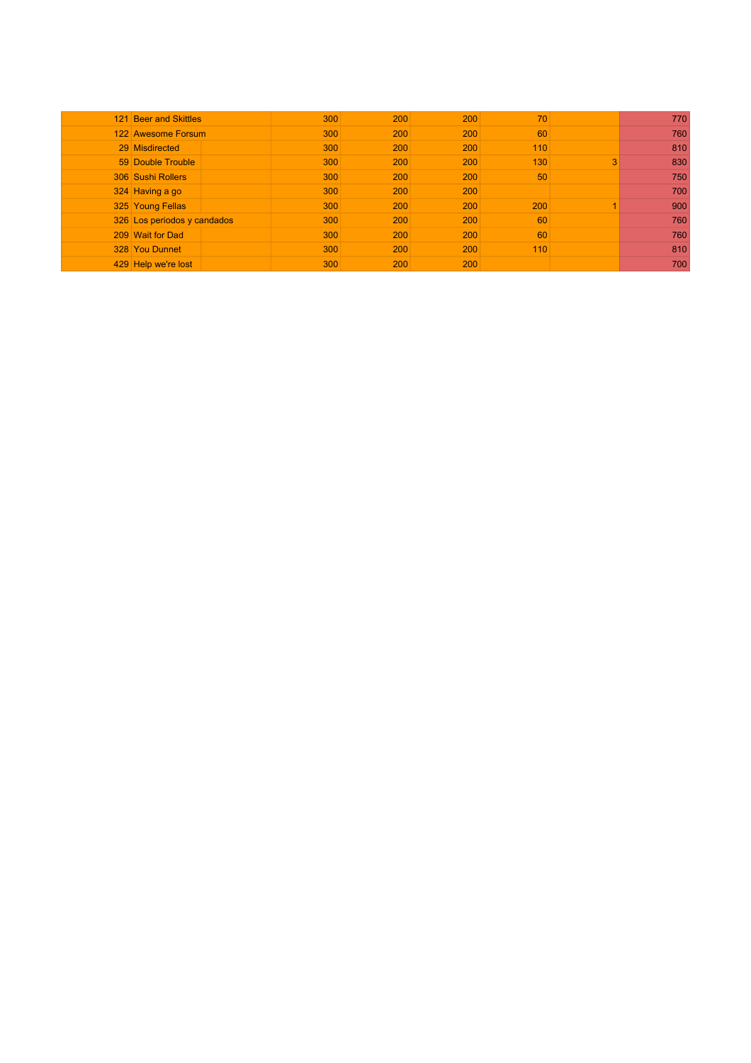| | | | | | | | |
|---|---|---|---|---|---|---|---|
| 121 | Beer and Skittles | 300 | 200 | 200 | 70 | | 770 |
| 122 | Awesome Forsum | 300 | 200 | 200 | 60 | | 760 |
| 29 | Misdirected | 300 | 200 | 200 | 110 | | 810 |
| 59 | Double Trouble | 300 | 200 | 200 | 130 | 3 | 830 |
| 306 | Sushi Rollers | 300 | 200 | 200 | 50 | | 750 |
| 324 | Having a go | 300 | 200 | 200 | | | 700 |
| 325 | Young Fellas | 300 | 200 | 200 | 200 | 1 | 900 |
| 326 | Los periodos y candados | 300 | 200 | 200 | 60 | | 760 |
| 209 | Wait for Dad | 300 | 200 | 200 | 60 | | 760 |
| 328 | You Dunnet | 300 | 200 | 200 | 110 | | 810 |
| 429 | Help we're lost | 300 | 200 | 200 | | | 700 |